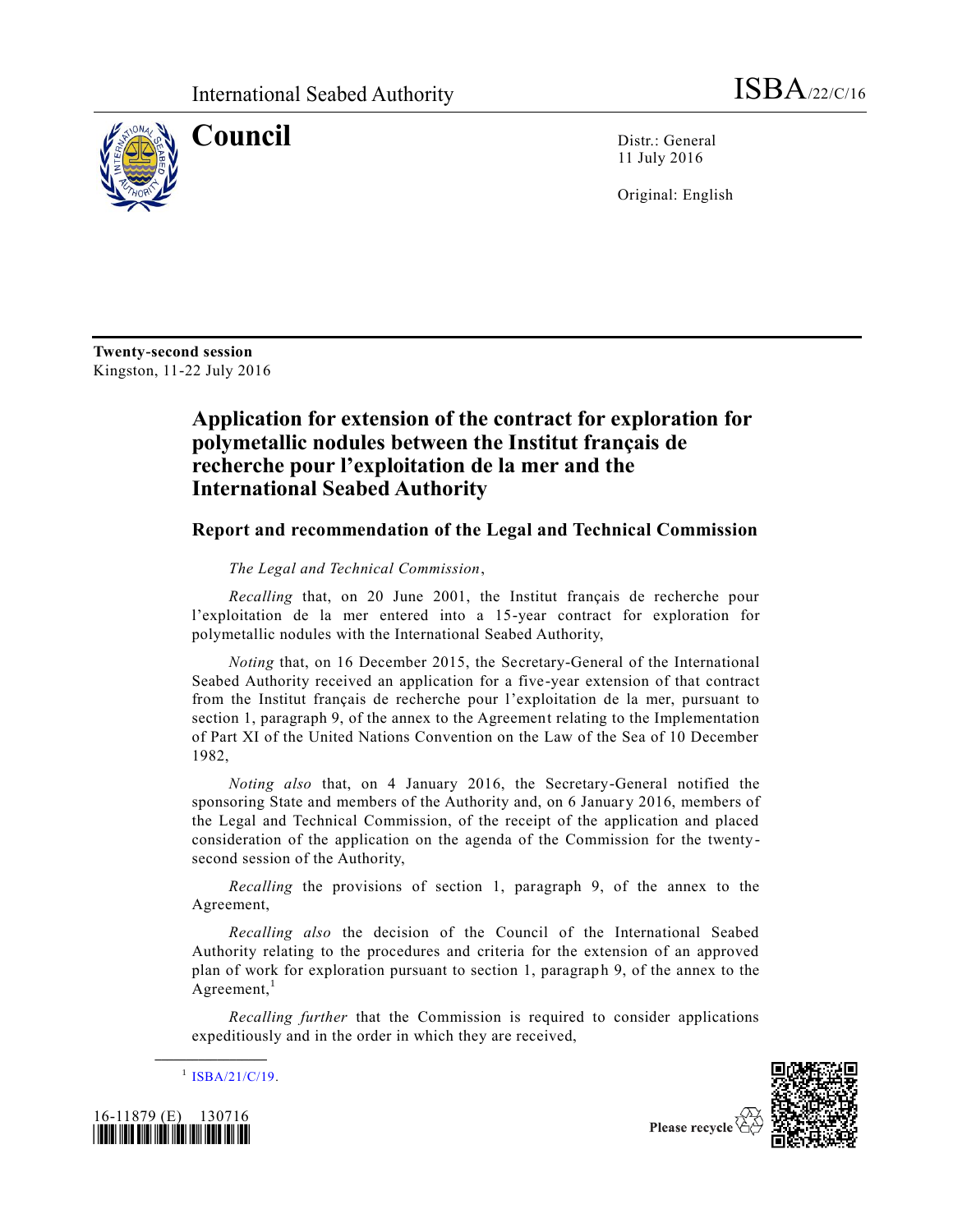International Seabed Authority ISBA/22/C/16

# Council

Distr.: General
11 July 2016

Original: English

**Twenty-second session**
Kingston, 11-22 July 2016

## Application for extension of the contract for exploration for polymetallic nodules between the Institut français de recherche pour l'exploitation de la mer and the International Seabed Authority

### Report and recommendation of the Legal and Technical Commission

*The Legal and Technical Commission*,

*Recalling* that, on 20 June 2001, the Institut français de recherche pour l'exploitation de la mer entered into a 15-year contract for exploration for polymetallic nodules with the International Seabed Authority,

*Noting* that, on 16 December 2015, the Secretary-General of the International Seabed Authority received an application for a five-year extension of that contract from the Institut français de recherche pour l'exploitation de la mer, pursuant to section 1, paragraph 9, of the annex to the Agreement relating to the Implementation of Part XI of the United Nations Convention on the Law of the Sea of 10 December 1982,

*Noting also* that, on 4 January 2016, the Secretary-General notified the sponsoring State and members of the Authority and, on 6 January 2016, members of the Legal and Technical Commission, of the receipt of the application and placed consideration of the application on the agenda of the Commission for the twenty-second session of the Authority,

*Recalling* the provisions of section 1, paragraph 9, of the annex to the Agreement,

*Recalling also* the decision of the Council of the International Seabed Authority relating to the procedures and criteria for the extension of an approved plan of work for exploration pursuant to section 1, paragraph 9, of the annex to the Agreement,[1]

*Recalling further* that the Commission is required to consider applications expeditiously and in the order in which they are received,

[1] ISBA/21/C/19.

16-11879 (E) 130716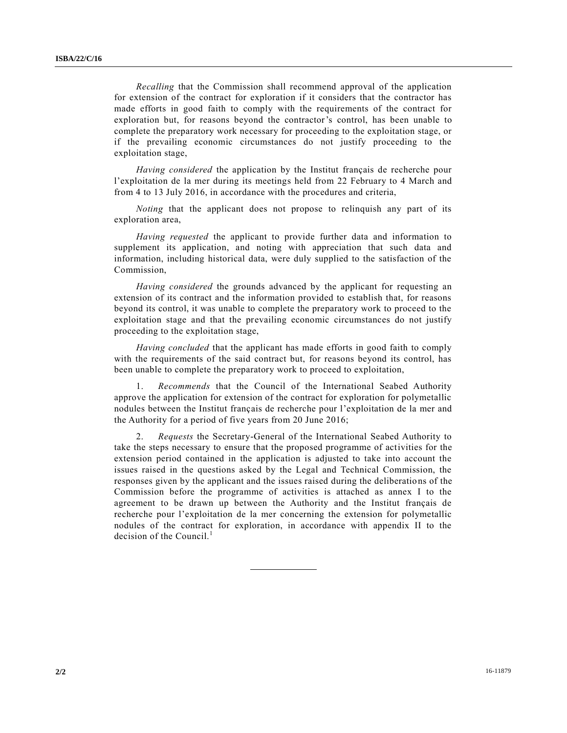*Recalling* that the Commission shall recommend approval of the application for extension of the contract for exploration if it considers that the contractor has made efforts in good faith to comply with the requirements of the contract for exploration but, for reasons beyond the contractor's control, has been unable to complete the preparatory work necessary for proceeding to the exploitation stage, or if the prevailing economic circumstances do not justify proceeding to the exploitation stage,

*Having considered* the application by the Institut français de recherche pour l'exploitation de la mer during its meetings held from 22 February to 4 March and from 4 to 13 July 2016, in accordance with the procedures and criteria,

*Noting* that the applicant does not propose to relinquish any part of its exploration area,

*Having requested* the applicant to provide further data and information to supplement its application, and noting with appreciation that such data and information, including historical data, were duly supplied to the satisfaction of the Commission,

*Having considered* the grounds advanced by the applicant for requesting an extension of its contract and the information provided to establish that, for reasons beyond its control, it was unable to complete the preparatory work to proceed to the exploitation stage and that the prevailing economic circumstances do not justify proceeding to the exploitation stage,

*Having concluded* that the applicant has made efforts in good faith to comply with the requirements of the said contract but, for reasons beyond its control, has been unable to complete the preparatory work to proceed to exploitation,

1. *Recommends* that the Council of the International Seabed Authority approve the application for extension of the contract for exploration for polymetallic nodules between the Institut français de recherche pour l'exploitation de la mer and the Authority for a period of five years from 20 June 2016;

2. *Requests* the Secretary-General of the International Seabed Authority to take the steps necessary to ensure that the proposed programme of activities for the extension period contained in the application is adjusted to take into account the issues raised in the questions asked by the Legal and Technical Commission, the responses given by the applicant and the issues raised during the deliberations of the Commission before the programme of activities is attached as annex I to the agreement to be drawn up between the Authority and the Institut français de recherche pour l'exploitation de la mer concerning the extension for polymetallic nodules of the contract for exploration, in accordance with appendix II to the decision of the Council.[1]